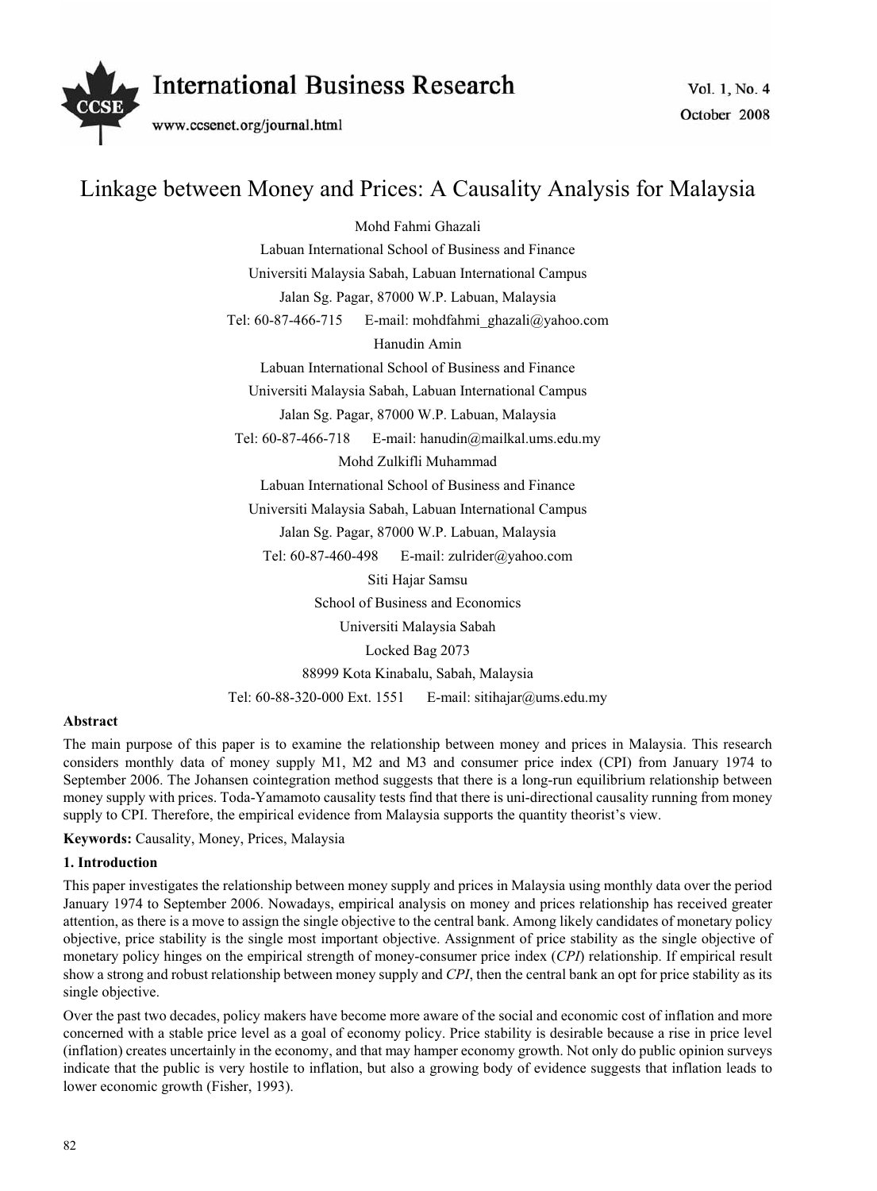# Linkage between Money and Prices: A Causality Analysis for Malaysia

Mohd Fahmi Ghazali

Labuan International School of Business and Finance

Universiti Malaysia Sabah, Labuan International Campus

Jalan Sg. Pagar, 87000 W.P. Labuan, Malaysia

Tel: 60-87-466-715 E-mail: mohdfahmi_ghazali@yahoo.com

Hanudin Amin

Labuan International School of Business and Finance

Universiti Malaysia Sabah, Labuan International Campus

Jalan Sg. Pagar, 87000 W.P. Labuan, Malaysia

Tel: 60-87-466-718 E-mail: hanudin@mailkal.ums.edu.my

Mohd Zulkifli Muhammad

Labuan International School of Business and Finance

Universiti Malaysia Sabah, Labuan International Campus

Jalan Sg. Pagar, 87000 W.P. Labuan, Malaysia

Tel: 60-87-460-498 E-mail: zulrider@yahoo.com

Siti Hajar Samsu

School of Business and Economics

Universiti Malaysia Sabah

Locked Bag 2073

88999 Kota Kinabalu, Sabah, Malaysia

Tel: 60-88-320-000 Ext. 1551 E-mail: sitihajar@ums.edu.my

**Abstract**

The main purpose of this paper is to examine the relationship between money and prices in Malaysia. This research considers monthly data of money supply M1, M2 and M3 and consumer price index (CPI) from January 1974 to September 2006. The Johansen cointegration method suggests that there is a long-run equilibrium relationship between money supply with prices. Toda-Yamamoto causality tests find that there is uni-directional causality running from money supply to CPI. Therefore, the empirical evidence from Malaysia supports the quantity theorist's view.

**Keywords:** Causality, Money, Prices, Malaysia

## 1. Introduction

This paper investigates the relationship between money supply and prices in Malaysia using monthly data over the period January 1974 to September 2006. Nowadays, empirical analysis on money and prices relationship has received greater attention, as there is a move to assign the single objective to the central bank. Among likely candidates of monetary policy objective, price stability is the single most important objective. Assignment of price stability as the single objective of monetary policy hinges on the empirical strength of money-consumer price index (*CPI*) relationship. If empirical result show a strong and robust relationship between money supply and *CPI*, then the central bank an opt for price stability as its single objective.

Over the past two decades, policy makers have become more aware of the social and economic cost of inflation and more concerned with a stable price level as a goal of economy policy. Price stability is desirable because a rise in price level (inflation) creates uncertainly in the economy, and that may hamper economy growth. Not only do public opinion surveys indicate that the public is very hostile to inflation, but also a growing body of evidence suggests that inflation leads to lower economic growth (Fisher, 1993).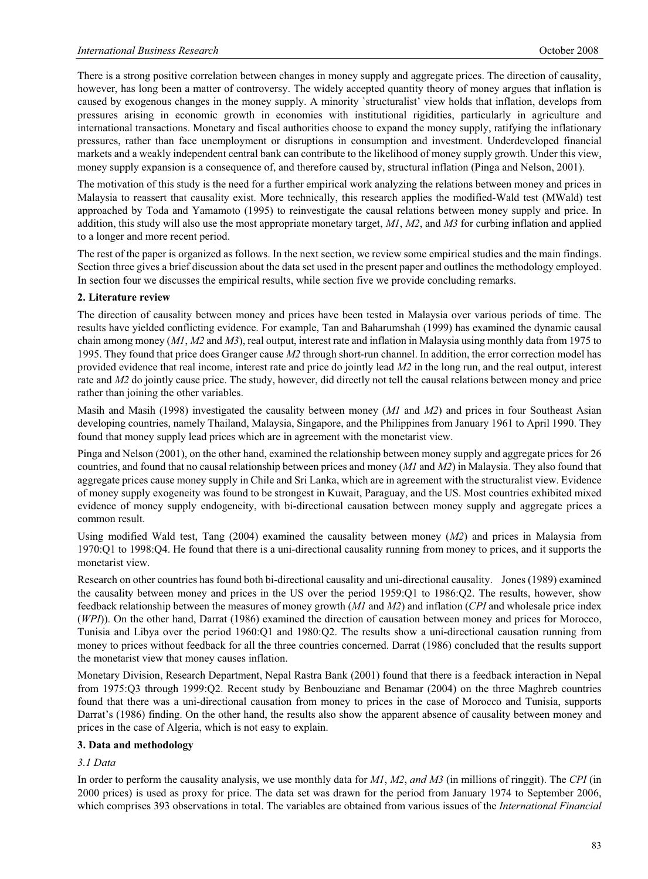There is a strong positive correlation between changes in money supply and aggregate prices. The direction of causality, however, has long been a matter of controversy. The widely accepted quantity theory of money argues that inflation is caused by exogenous changes in the money supply. A minority `structuralist' view holds that inflation, develops from pressures arising in economic growth in economies with institutional rigidities, particularly in agriculture and international transactions. Monetary and fiscal authorities choose to expand the money supply, ratifying the inflationary pressures, rather than face unemployment or disruptions in consumption and investment. Underdeveloped financial markets and a weakly independent central bank can contribute to the likelihood of money supply growth. Under this view, money supply expansion is a consequence of, and therefore caused by, structural inflation (Pinga and Nelson, 2001).

The motivation of this study is the need for a further empirical work analyzing the relations between money and prices in Malaysia to reassert that causality exist. More technically, this research applies the modified-Wald test (MWald) test approached by Toda and Yamamoto (1995) to reinvestigate the causal relations between money supply and price. In addition, this study will also use the most appropriate monetary target, *M1*, *M2*, and *M3* for curbing inflation and applied to a longer and more recent period.

The rest of the paper is organized as follows. In the next section, we review some empirical studies and the main findings. Section three gives a brief discussion about the data set used in the present paper and outlines the methodology employed. In section four we discusses the empirical results, while section five we provide concluding remarks.

## 2. Literature review

The direction of causality between money and prices have been tested in Malaysia over various periods of time. The results have yielded conflicting evidence. For example, Tan and Baharumshah (1999) has examined the dynamic causal chain among money (*M1*, *M2* and *M3*), real output, interest rate and inflation in Malaysia using monthly data from 1975 to 1995. They found that price does Granger cause *M2* through short-run channel. In addition, the error correction model has provided evidence that real income, interest rate and price do jointly lead *M2* in the long run, and the real output, interest rate and *M2* do jointly cause price. The study, however, did directly not tell the causal relations between money and price rather than joining the other variables.

Masih and Masih (1998) investigated the causality between money (*M1* and *M2*) and prices in four Southeast Asian developing countries, namely Thailand, Malaysia, Singapore, and the Philippines from January 1961 to April 1990. They found that money supply lead prices which are in agreement with the monetarist view.

Pinga and Nelson (2001), on the other hand, examined the relationship between money supply and aggregate prices for 26 countries, and found that no causal relationship between prices and money (*M1* and *M2*) in Malaysia. They also found that aggregate prices cause money supply in Chile and Sri Lanka, which are in agreement with the structuralist view. Evidence of money supply exogeneity was found to be strongest in Kuwait, Paraguay, and the US. Most countries exhibited mixed evidence of money supply endogeneity, with bi-directional causation between money supply and aggregate prices a common result.

Using modified Wald test, Tang (2004) examined the causality between money (*M2*) and prices in Malaysia from 1970:Q1 to 1998:Q4. He found that there is a uni-directional causality running from money to prices, and it supports the monetarist view.

Research on other countries has found both bi-directional causality and uni-directional causality. Jones (1989) examined the causality between money and prices in the US over the period 1959:Q1 to 1986:Q2. The results, however, show feedback relationship between the measures of money growth (*M1* and *M2*) and inflation (*CPI* and wholesale price index (*WPI*)). On the other hand, Darrat (1986) examined the direction of causation between money and prices for Morocco, Tunisia and Libya over the period 1960:Q1 and 1980:Q2. The results show a uni-directional causation running from money to prices without feedback for all the three countries concerned. Darrat (1986) concluded that the results support the monetarist view that money causes inflation.

Monetary Division, Research Department, Nepal Rastra Bank (2001) found that there is a feedback interaction in Nepal from 1975:Q3 through 1999:Q2. Recent study by Benbouziane and Benamar (2004) on the three Maghreb countries found that there was a uni-directional causation from money to prices in the case of Morocco and Tunisia, supports Darrat's (1986) finding. On the other hand, the results also show the apparent absence of causality between money and prices in the case of Algeria, which is not easy to explain.

## 3. Data and methodology

### *3.1 Data*

In order to perform the causality analysis, we use monthly data for *M1*, *M2*, *and M3* (in millions of ringgit). The *CPI* (in 2000 prices) is used as proxy for price. The data set was drawn for the period from January 1974 to September 2006, which comprises 393 observations in total. The variables are obtained from various issues of the *International Financial*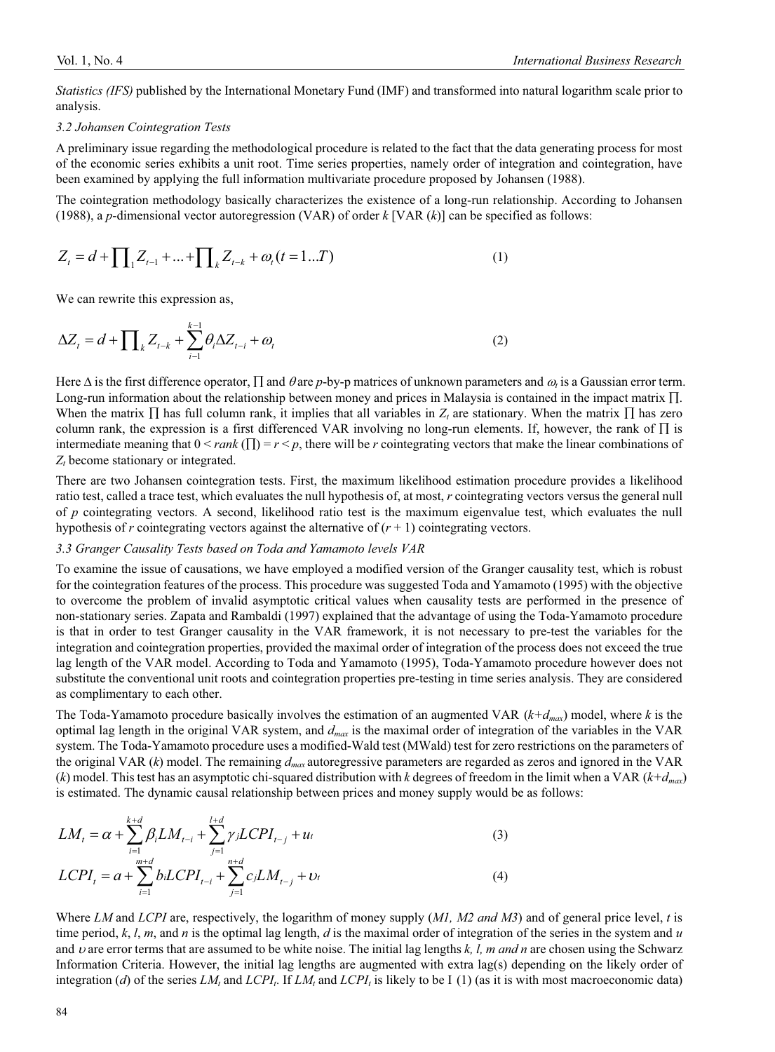*Statistics (IFS)* published by the International Monetary Fund (IMF) and transformed into natural logarithm scale prior to analysis.

### *3.2 Johansen Cointegration Tests*

A preliminary issue regarding the methodological procedure is related to the fact that the data generating process for most of the economic series exhibits a unit root. Time series properties, namely order of integration and cointegration, have been examined by applying the full information multivariate procedure proposed by Johansen (1988).

The cointegration methodology basically characterizes the existence of a long-run relationship. According to Johansen (1988), a *p*-dimensional vector autoregression (VAR) of order *k* [VAR (*k*)] can be specified as follows:

$$Z_t = d + \prod_1 Z_{t-1} + ... + \prod_k Z_{t-k} + \omega_t (t = 1...T) \tag{1}$$

We can rewrite this expression as,

$$\Delta Z_t = d + \prod_k Z_{t-k} + \sum_{i-1}^{k-1} \theta_i \Delta Z_{t-i} + \omega_t \tag{2}$$

Here $\Delta$ is the first difference operator, $\prod$ and $\theta$ are *p*-by-p matrices of unknown parameters and $\omega_t$ is a Gaussian error term. Long-run information about the relationship between money and prices in Malaysia is contained in the impact matrix $\prod$. When the matrix $\prod$ has full column rank, it implies that all variables in $Z_t$ are stationary. When the matrix $\prod$ has zero column rank, the expression is a first differenced VAR involving no long-run elements. If, however, the rank of $\prod$ is intermediate meaning that $0 < rank(\prod) = r < p$, there will be *r* cointegrating vectors that make the linear combinations of $Z_t$ become stationary or integrated.

There are two Johansen cointegration tests. First, the maximum likelihood estimation procedure provides a likelihood ratio test, called a trace test, which evaluates the null hypothesis of, at most, *r* cointegrating vectors versus the general null of *p* cointegrating vectors. A second, likelihood ratio test is the maximum eigenvalue test, which evaluates the null hypothesis of *r* cointegrating vectors against the alternative of $(r + 1)$ cointegrating vectors.

### *3.3 Granger Causality Tests based on Toda and Yamamoto levels VAR*

To examine the issue of causations, we have employed a modified version of the Granger causality test, which is robust for the cointegration features of the process. This procedure was suggested Toda and Yamamoto (1995) with the objective to overcome the problem of invalid asymptotic critical values when causality tests are performed in the presence of non-stationary series. Zapata and Rambaldi (1997) explained that the advantage of using the Toda-Yamamoto procedure is that in order to test Granger causality in the VAR framework, it is not necessary to pre-test the variables for the integration and cointegration properties, provided the maximal order of integration of the process does not exceed the true lag length of the VAR model. According to Toda and Yamamoto (1995), Toda-Yamamoto procedure however does not substitute the conventional unit roots and cointegration properties pre-testing in time series analysis. They are considered as complimentary to each other.

The Toda-Yamamoto procedure basically involves the estimation of an augmented VAR ($k+d_{max}$) model, where *k* is the optimal lag length in the original VAR system, and $d_{max}$ is the maximal order of integration of the variables in the VAR system. The Toda-Yamamoto procedure uses a modified-Wald test (MWald) test for zero restrictions on the parameters of the original VAR (*k*) model. The remaining $d_{max}$ autoregressive parameters are regarded as zeros and ignored in the VAR (*k*) model. This test has an asymptotic chi-squared distribution with *k* degrees of freedom in the limit when a VAR ($k+d_{max}$) is estimated. The dynamic causal relationship between prices and money supply would be as follows:

$$LM_t = \alpha + \sum_{i=1}^{k+d} \beta_i LM_{t-i} + \sum_{j=1}^{l+d} \gamma_j LCPI_{t-j} + u_t \tag{3}$$

$$LCPI_t = a + \sum_{i=1}^{m+d} b_i LCPI_{t-i} + \sum_{j=1}^{n+d} c_j LM_{t-j} + \upsilon_t \tag{4}$$

Where *LM* and *LCPI* are, respectively, the logarithm of money supply (*M1, M2 and M3*) and of general price level, *t* is time period, *k*, *l*, *m*, and *n* is the optimal lag length, *d* is the maximal order of integration of the series in the system and *u* and $\upsilon$ are error terms that are assumed to be white noise. The initial lag lengths *k, l, m and n* are chosen using the Schwarz Information Criteria. However, the initial lag lengths are augmented with extra lag(s) depending on the likely order of integration (*d*) of the series $LM_t$ and $LCPI_t$. If $LM_t$ and $LCPI_t$ is likely to be I (1) (as it is with most macroeconomic data)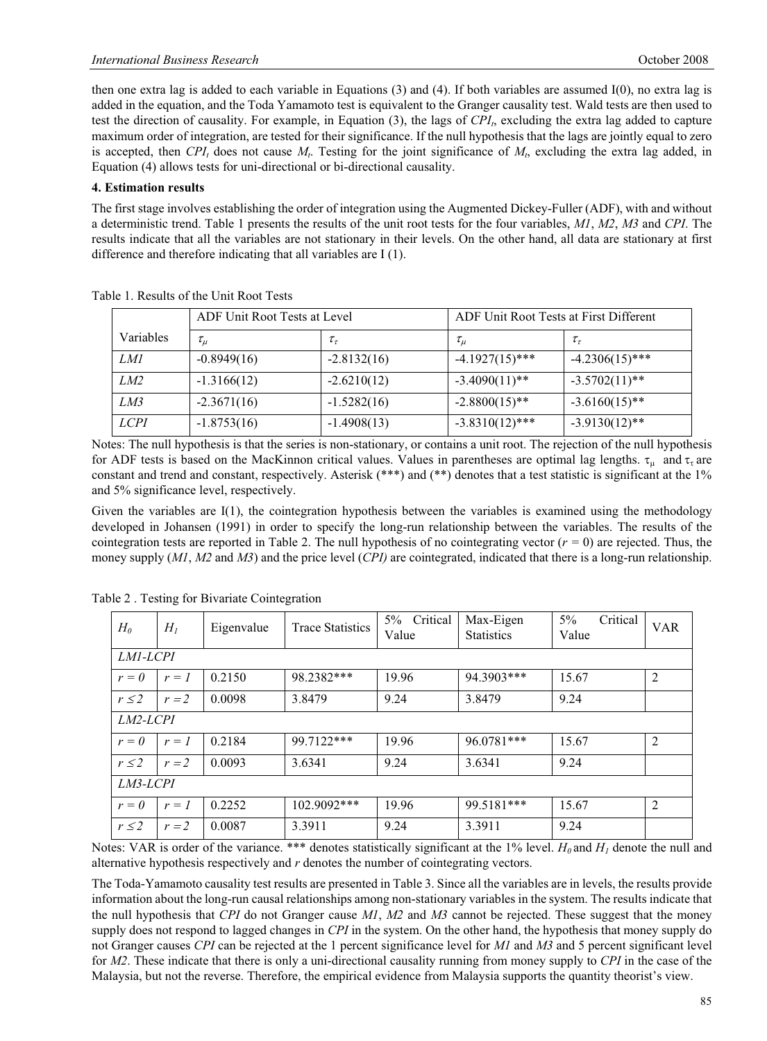then one extra lag is added to each variable in Equations (3) and (4). If both variables are assumed I(0), no extra lag is added in the equation, and the Toda Yamamoto test is equivalent to the Granger causality test. Wald tests are then used to test the direction of causality. For example, in Equation (3), the lags of $CPI_t$, excluding the extra lag added to capture maximum order of integration, are tested for their significance. If the null hypothesis that the lags are jointly equal to zero is accepted, then $CPI_t$ does not cause $M_t$. Testing for the joint significance of $M_t$, excluding the extra lag added, in Equation (4) allows tests for uni-directional or bi-directional causality.

## 4. Estimation results

The first stage involves establishing the order of integration using the Augmented Dickey-Fuller (ADF), with and without a deterministic trend. Table 1 presents the results of the unit root tests for the four variables, *M1*, *M2*, *M3* and *CPI*. The results indicate that all the variables are not stationary in their levels. On the other hand, all data are stationary at first difference and therefore indicating that all variables are I (1).

Table 1. Results of the Unit Root Tests

| Variables | ADF Unit Root Tests at Level | | ADF Unit Root Tests at First Different | |
|---|---|---|---|---|
| | $\tau_\mu$ | $\tau_\tau$ | $\tau_\mu$ | $\tau_\tau$ |
| *LM1* | -0.8949(16) | -2.8132(16) | -4.1927(15)*** | -4.2306(15)*** |
| *LM2* | -1.3166(12) | -2.6210(12) | -3.4090(11)** | -3.5702(11)** |
| *LM3* | -2.3671(16) | -1.5282(16) | -2.8800(15)** | -3.6160(15)** |
| *LCPI* | -1.8753(16) | -1.4908(13) | -3.8310(12)*** | -3.9130(12)** |

Notes: The null hypothesis is that the series is non-stationary, or contains a unit root. The rejection of the null hypothesis for ADF tests is based on the MacKinnon critical values. Values in parentheses are optimal lag lengths. $\tau_\mu$ and $\tau_\tau$ are constant and trend and constant, respectively. Asterisk (***) and (**) denotes that a test statistic is significant at the 1% and 5% significance level, respectively.

Given the variables are I(1), the cointegration hypothesis between the variables is examined using the methodology developed in Johansen (1991) in order to specify the long-run relationship between the variables. The results of the cointegration tests are reported in Table 2. The null hypothesis of no cointegrating vector ($r = 0$) are rejected. Thus, the money supply (*M1*, *M2* and *M3*) and the price level (*CPI*) are cointegrated, indicated that there is a long-run relationship.

Table 2 . Testing for Bivariate Cointegration

| $H_0$ | $H_1$ | Eigenvalue | Trace Statistics | 5% Critical Value | Max-Eigen Statistics | 5% Critical Value | VAR |
|---|---|---|---|---|---|---|---|
| *LM1-LCPI* | | | | | | | |
| $r = 0$ | $r = 1$ | 0.2150 | 98.2382*** | 19.96 | 94.3903*** | 15.67 | 2 |
| $r \leq 2$ | $r = 2$ | 0.0098 | 3.8479 | 9.24 | 3.8479 | 9.24 | |
| *LM2-LCPI* | | | | | | | |
| $r = 0$ | $r = 1$ | 0.2184 | 99.7122*** | 19.96 | 96.0781*** | 15.67 | 2 |
| $r \leq 2$ | $r = 2$ | 0.0093 | 3.6341 | 9.24 | 3.6341 | 9.24 | |
| *LM3-LCPI* | | | | | | | |
| $r = 0$ | $r = 1$ | 0.2252 | 102.9092*** | 19.96 | 99.5181*** | 15.67 | 2 |
| $r \leq 2$ | $r = 2$ | 0.0087 | 3.3911 | 9.24 | 3.3911 | 9.24 | |

Notes: VAR is order of the variance. *** denotes statistically significant at the 1% level. $H_0$ and $H_1$ denote the null and alternative hypothesis respectively and $r$ denotes the number of cointegrating vectors.

The Toda-Yamamoto causality test results are presented in Table 3. Since all the variables are in levels, the results provide information about the long-run causal relationships among non-stationary variables in the system. The results indicate that the null hypothesis that *CPI* do not Granger cause *M1*, *M2* and *M3* cannot be rejected. These suggest that the money supply does not respond to lagged changes in *CPI* in the system. On the other hand, the hypothesis that money supply do not Granger causes *CPI* can be rejected at the 1 percent significance level for *M1* and *M3* and 5 percent significant level for *M2*. These indicate that there is only a uni-directional causality running from money supply to *CPI* in the case of the Malaysia, but not the reverse. Therefore, the empirical evidence from Malaysia supports the quantity theorist's view.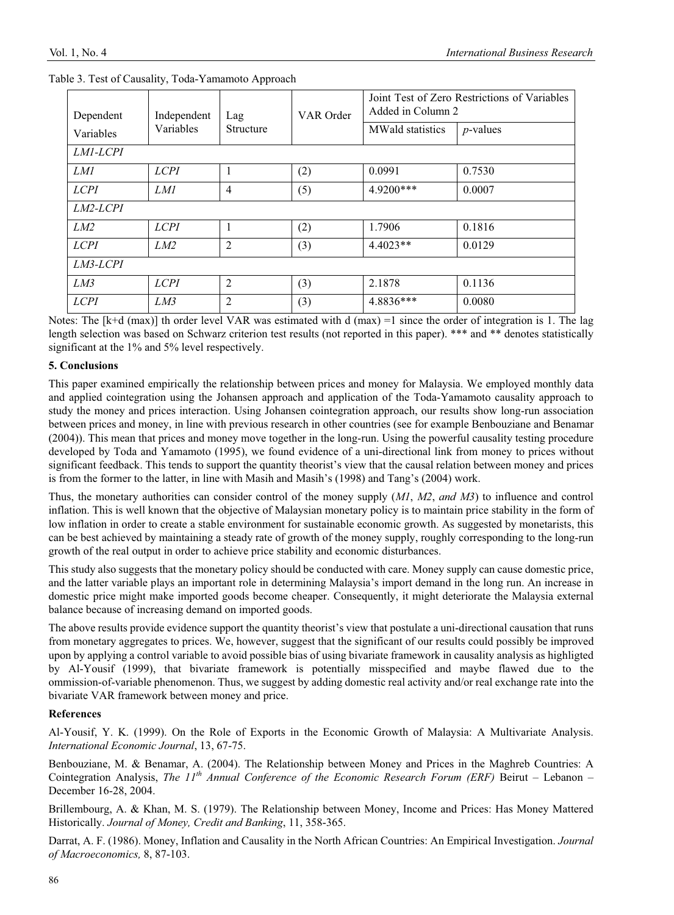Table 3. Test of Causality, Toda-Yamamoto Approach

| Dependent Variables | Independent Variables | Lag Structure | VAR Order | Joint Test of Zero Restrictions of Variables Added in Column 2 | |
|---|---|---|---|---|---|
| | | | | MWald statistics | *p*-values |
| *LM1-LCPI* | | | | | |
| *LM1* | *LCPI* | 1 | (2) | 0.0991 | 0.7530 |
| *LCPI* | *LM1* | 4 | (5) | 4.9200*** | 0.0007 |
| *LM2-LCPI* | | | | | |
| *LM2* | *LCPI* | 1 | (2) | 1.7906 | 0.1816 |
| *LCPI* | *LM2* | 2 | (3) | 4.4023** | 0.0129 |
| *LM3-LCPI* | | | | | |
| *LM3* | *LCPI* | 2 | (3) | 2.1878 | 0.1136 |
| *LCPI* | *LM3* | 2 | (3) | 4.8836*** | 0.0080 |

Notes: The [k+d (max)] th order level VAR was estimated with d (max) =1 since the order of integration is 1. The lag length selection was based on Schwarz criterion test results (not reported in this paper). *** and ** denotes statistically significant at the 1% and 5% level respectively.

### 5. Conclusions

This paper examined empirically the relationship between prices and money for Malaysia. We employed monthly data and applied cointegration using the Johansen approach and application of the Toda-Yamamoto causality approach to study the money and prices interaction. Using Johansen cointegration approach, our results show long-run association between prices and money, in line with previous research in other countries (see for example Benbouziane and Benamar (2004)). This mean that prices and money move together in the long-run. Using the powerful causality testing procedure developed by Toda and Yamamoto (1995), we found evidence of a uni-directional link from money to prices without significant feedback. This tends to support the quantity theorist's view that the causal relation between money and prices is from the former to the latter, in line with Masih and Masih's (1998) and Tang's (2004) work.

Thus, the monetary authorities can consider control of the money supply (*M1*, *M2*, *and M3*) to influence and control inflation. This is well known that the objective of Malaysian monetary policy is to maintain price stability in the form of low inflation in order to create a stable environment for sustainable economic growth. As suggested by monetarists, this can be best achieved by maintaining a steady rate of growth of the money supply, roughly corresponding to the long-run growth of the real output in order to achieve price stability and economic disturbances.

This study also suggests that the monetary policy should be conducted with care. Money supply can cause domestic price, and the latter variable plays an important role in determining Malaysia's import demand in the long run. An increase in domestic price might make imported goods become cheaper. Consequently, it might deteriorate the Malaysia external balance because of increasing demand on imported goods.

The above results provide evidence support the quantity theorist's view that postulate a uni-directional causation that runs from monetary aggregates to prices. We, however, suggest that the significant of our results could possibly be improved upon by applying a control variable to avoid possible bias of using bivariate framework in causality analysis as highligted by Al-Yousif (1999), that bivariate framework is potentially misspecified and maybe flawed due to the ommission-of-variable phenomenon. Thus, we suggest by adding domestic real activity and/or real exchange rate into the bivariate VAR framework between money and price.

### References

Al-Yousif, Y. K. (1999). On the Role of Exports in the Economic Growth of Malaysia: A Multivariate Analysis. *International Economic Journal*, 13, 67-75.

Benbouziane, M. & Benamar, A. (2004). The Relationship between Money and Prices in the Maghreb Countries: A Cointegration Analysis, *The 11th Annual Conference of the Economic Research Forum (ERF)* Beirut – Lebanon – December 16-28, 2004.

Brillembourg, A. & Khan, M. S. (1979). The Relationship between Money, Income and Prices: Has Money Mattered Historically. *Journal of Money, Credit and Banking*, 11, 358-365.

Darrat, A. F. (1986). Money, Inflation and Causality in the North African Countries: An Empirical Investigation. *Journal of Macroeconomics,* 8, 87-103.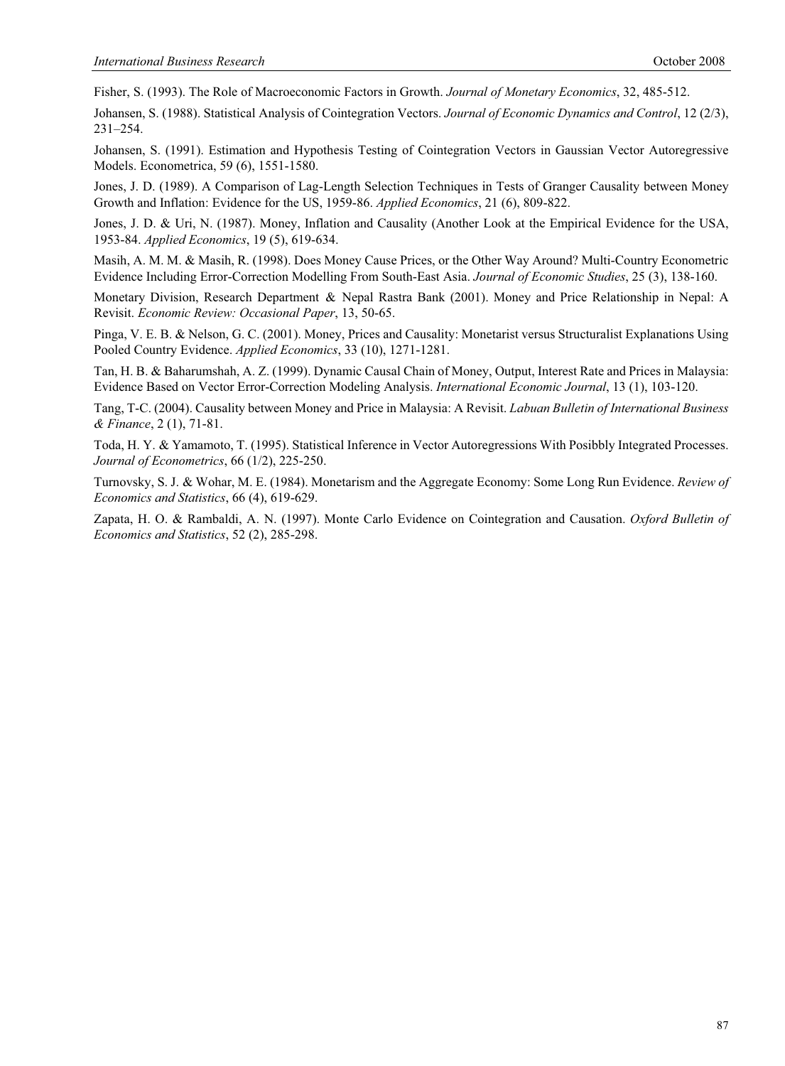Fisher, S. (1993). The Role of Macroeconomic Factors in Growth. *Journal of Monetary Economics*, 32, 485-512.

Johansen, S. (1988). Statistical Analysis of Cointegration Vectors. *Journal of Economic Dynamics and Control*, 12 (2/3), 231–254.

Johansen, S. (1991). Estimation and Hypothesis Testing of Cointegration Vectors in Gaussian Vector Autoregressive Models. Econometrica, 59 (6), 1551-1580.

Jones, J. D. (1989). A Comparison of Lag-Length Selection Techniques in Tests of Granger Causality between Money Growth and Inflation: Evidence for the US, 1959-86. *Applied Economics*, 21 (6), 809-822.

Jones, J. D. & Uri, N. (1987). Money, Inflation and Causality (Another Look at the Empirical Evidence for the USA, 1953-84. *Applied Economics*, 19 (5), 619-634.

Masih, A. M. M. & Masih, R. (1998). Does Money Cause Prices, or the Other Way Around? Multi-Country Econometric Evidence Including Error-Correction Modelling From South-East Asia. *Journal of Economic Studies*, 25 (3), 138-160.

Monetary Division, Research Department & Nepal Rastra Bank (2001). Money and Price Relationship in Nepal: A Revisit. *Economic Review: Occasional Paper*, 13, 50-65.

Pinga, V. E. B. & Nelson, G. C. (2001). Money, Prices and Causality: Monetarist versus Structuralist Explanations Using Pooled Country Evidence. *Applied Economics*, 33 (10), 1271-1281.

Tan, H. B. & Baharumshah, A. Z. (1999). Dynamic Causal Chain of Money, Output, Interest Rate and Prices in Malaysia: Evidence Based on Vector Error-Correction Modeling Analysis. *International Economic Journal*, 13 (1), 103-120.

Tang, T-C. (2004). Causality between Money and Price in Malaysia: A Revisit. *Labuan Bulletin of International Business & Finance*, 2 (1), 71-81.

Toda, H. Y. & Yamamoto, T. (1995). Statistical Inference in Vector Autoregressions With Posibbly Integrated Processes. *Journal of Econometrics*, 66 (1/2), 225-250.

Turnovsky, S. J. & Wohar, M. E. (1984). Monetarism and the Aggregate Economy: Some Long Run Evidence. *Review of Economics and Statistics*, 66 (4), 619-629.

Zapata, H. O. & Rambaldi, A. N. (1997). Monte Carlo Evidence on Cointegration and Causation. *Oxford Bulletin of Economics and Statistics*, 52 (2), 285-298.